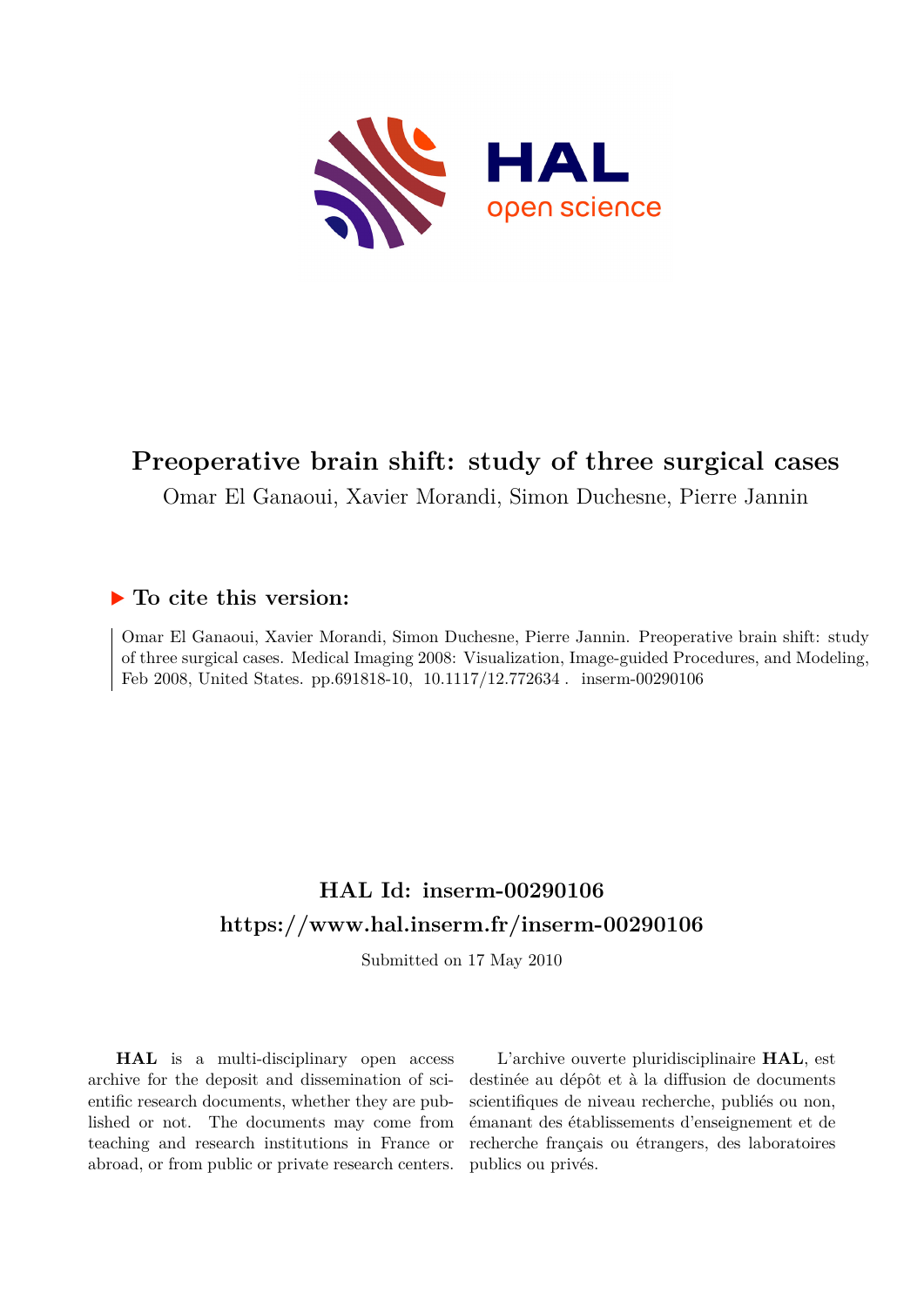# Preoperative brain shift: study of three surgical cases

Omar El Ganaoui, Xavier Morandi, Simon Duchesne, Pierre Jannin

## ▶ To cite this version:

Omar El Ganaoui, Xavier Morandi, Simon Duchesne, Pierre Jannin. Preoperative brain shift: study of three surgical cases. Medical Imaging 2008: Visualization, Image-guided Procedures, and Modeling, Feb 2008, United States. pp.691818-10, 10.1117/12.772634 . inserm-00290106

## HAL Id: inserm-00290106

## https://www.hal.inserm.fr/inserm-00290106

Submitted on 17 May 2010

**HAL** is a multi-disciplinary open access archive for the deposit and dissemination of scientific research documents, whether they are published or not. The documents may come from teaching and research institutions in France or abroad, or from public or private research centers.

L'archive ouverte pluridisciplinaire **HAL**, est destinée au dépôt et à la diffusion de documents scientifiques de niveau recherche, publiés ou non, émanant des établissements d'enseignement et de recherche français ou étrangers, des laboratoires publics ou privés.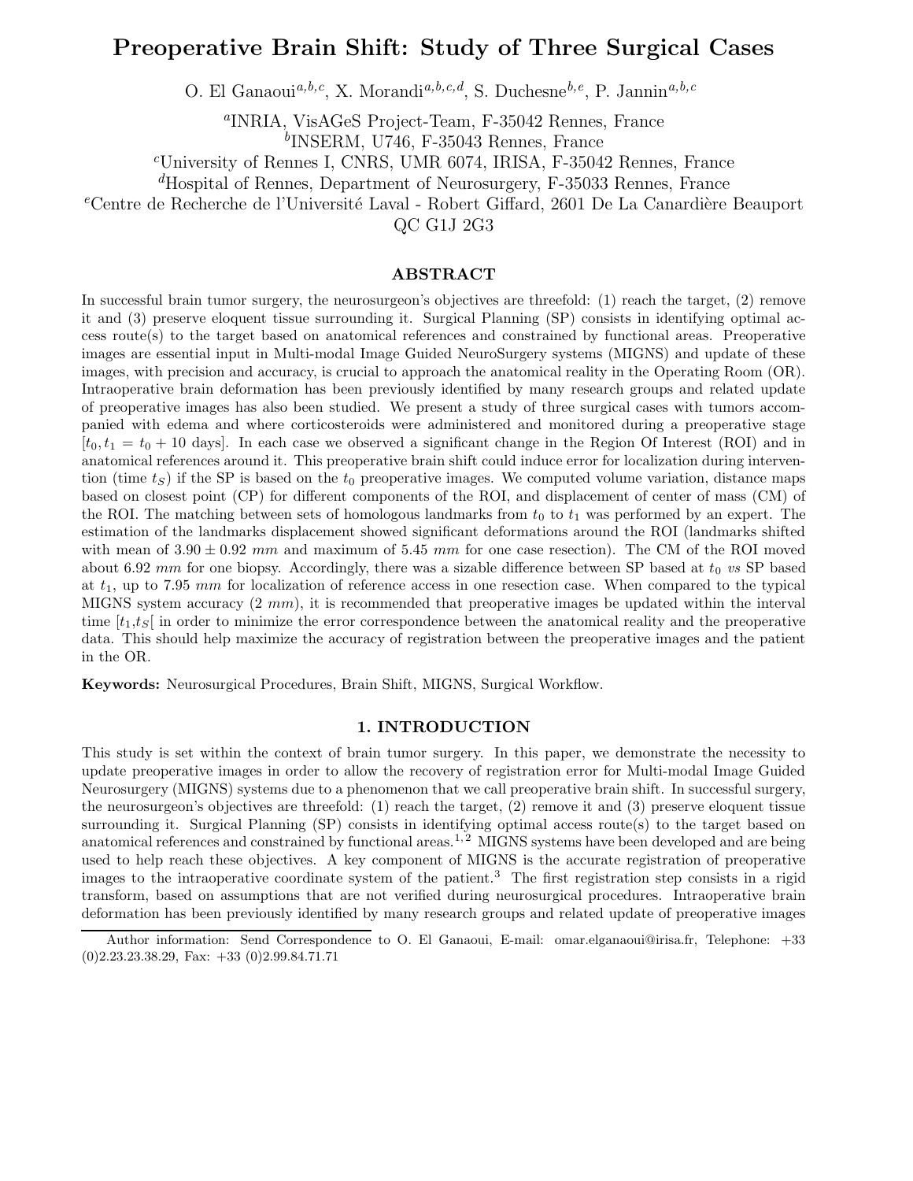# Preoperative Brain Shift: Study of Three Surgical Cases

O. El Ganaoui[a,b,c], X. Morandi[a,b,c,d], S. Duchesne[b,e], P. Jannin[a,b,c]

[a]INRIA, VisAGeS Project-Team, F-35042 Rennes, France
[b]INSERM, U746, F-35043 Rennes, France
[c]University of Rennes I, CNRS, UMR 6074, IRISA, F-35042 Rennes, France
[d]Hospital of Rennes, Department of Neurosurgery, F-35033 Rennes, France
[e]Centre de Recherche de l'Université Laval - Robert Giffard, 2601 De La Canardière Beauport QC G1J 2G3

## ABSTRACT

In successful brain tumor surgery, the neurosurgeon's objectives are threefold: (1) reach the target, (2) remove it and (3) preserve eloquent tissue surrounding it. Surgical Planning (SP) consists in identifying optimal access route(s) to the target based on anatomical references and constrained by functional areas. Preoperative images are essential input in Multi-modal Image Guided NeuroSurgery systems (MIGNS) and update of these images, with precision and accuracy, is crucial to approach the anatomical reality in the Operating Room (OR). Intraoperative brain deformation has been previously identified by many research groups and related update of preoperative images has also been studied. We present a study of three surgical cases with tumors accompanied with edema and where corticosteroids were administered and monitored during a preoperative stage $[t_0, t_1 = t_0 + 10$ days$]$. In each case we observed a significant change in the Region Of Interest (ROI) and in anatomical references around it. This preoperative brain shift could induce error for localization during intervention (time $t_S$) if the SP is based on the $t_0$ preoperative images. We computed volume variation, distance maps based on closest point (CP) for different components of the ROI, and displacement of center of mass (CM) of the ROI. The matching between sets of homologous landmarks from $t_0$ to $t_1$ was performed by an expert. The estimation of the landmarks displacement showed significant deformations around the ROI (landmarks shifted with mean of $3.90 \pm 0.92$ *mm* and maximum of 5.45 *mm* for one case resection). The CM of the ROI moved about 6.92 *mm* for one biopsy. Accordingly, there was a sizable difference between SP based at $t_0$ *vs* SP based at $t_1$, up to 7.95 *mm* for localization of reference access in one resection case. When compared to the typical MIGNS system accuracy (2 *mm*), it is recommended that preoperative images be updated within the interval time $[t_1, t_S[$ in order to minimize the error correspondence between the anatomical reality and the preoperative data. This should help maximize the accuracy of registration between the preoperative images and the patient in the OR.

**Keywords:** Neurosurgical Procedures, Brain Shift, MIGNS, Surgical Workflow.

## 1. INTRODUCTION

This study is set within the context of brain tumor surgery. In this paper, we demonstrate the necessity to update preoperative images in order to allow the recovery of registration error for Multi-modal Image Guided Neurosurgery (MIGNS) systems due to a phenomenon that we call preoperative brain shift. In successful surgery, the neurosurgeon's objectives are threefold: (1) reach the target, (2) remove it and (3) preserve eloquent tissue surrounding it. Surgical Planning (SP) consists in identifying optimal access route(s) to the target based on anatomical references and constrained by functional areas.[1,2] MIGNS systems have been developed and are being used to help reach these objectives. A key component of MIGNS is the accurate registration of preoperative images to the intraoperative coordinate system of the patient.[3] The first registration step consists in a rigid transform, based on assumptions that are not verified during neurosurgical procedures. Intraoperative brain deformation has been previously identified by many research groups and related update of preoperative images

Author information: Send Correspondence to O. El Ganaoui, E-mail: omar.elganaoui@irisa.fr, Telephone: +33 (0)2.23.23.38.29, Fax: +33 (0)2.99.84.71.71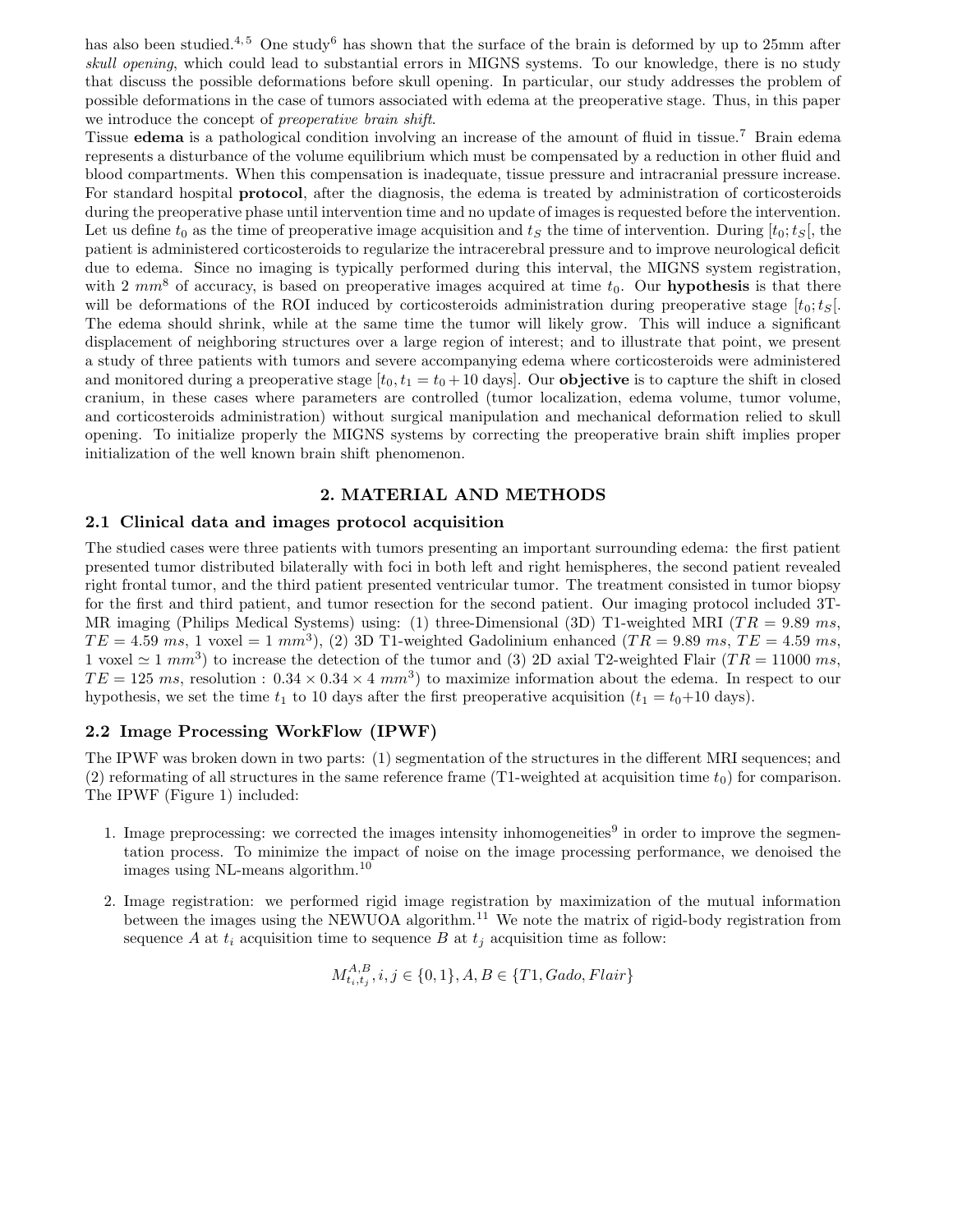has also been studied.[4,5] One study[6] has shown that the surface of the brain is deformed by up to 25mm after *skull opening*, which could lead to substantial errors in MIGNS systems. To our knowledge, there is no study that discuss the possible deformations before skull opening. In particular, our study addresses the problem of possible deformations in the case of tumors associated with edema at the preoperative stage. Thus, in this paper we introduce the concept of *preoperative brain shift*.

Tissue **edema** is a pathological condition involving an increase of the amount of fluid in tissue.[7] Brain edema represents a disturbance of the volume equilibrium which must be compensated by a reduction in other fluid and blood compartments. When this compensation is inadequate, tissue pressure and intracranial pressure increase. For standard hospital **protocol**, after the diagnosis, the edema is treated by administration of corticosteroids during the preoperative phase until intervention time and no update of images is requested before the intervention. Let us define $t_0$ as the time of preoperative image acquisition and $t_S$ the time of intervention. During $[t_0; t_S[$, the patient is administered corticosteroids to regularize the intracerebral pressure and to improve neurological deficit due to edema. Since no imaging is typically performed during this interval, the MIGNS system registration, with 2 $mm$[8] of accuracy, is based on preoperative images acquired at time $t_0$. Our **hypothesis** is that there will be deformations of the ROI induced by corticosteroids administration during preoperative stage $[t_0; t_S[$. The edema should shrink, while at the same time the tumor will likely grow. This will induce a significant displacement of neighboring structures over a large region of interest; and to illustrate that point, we present a study of three patients with tumors and severe accompanying edema where corticosteroids were administered and monitored during a preoperative stage $[t_0, t_1 = t_0 + 10 \text{ days}]$. Our **objective** is to capture the shift in closed cranium, in these cases where parameters are controlled (tumor localization, edema volume, tumor volume, and corticosteroids administration) without surgical manipulation and mechanical deformation relied to skull opening. To initialize properly the MIGNS systems by correcting the preoperative brain shift implies proper initialization of the well known brain shift phenomenon.

## 2. MATERIAL AND METHODS

### 2.1 Clinical data and images protocol acquisition

The studied cases were three patients with tumors presenting an important surrounding edema: the first patient presented tumor distributed bilaterally with foci in both left and right hemispheres, the second patient revealed right frontal tumor, and the third patient presented ventricular tumor. The treatment consisted in tumor biopsy for the first and third patient, and tumor resection for the second patient. Our imaging protocol included 3T-MR imaging (Philips Medical Systems) using: (1) three-Dimensional (3D) T1-weighted MRI ($TR = 9.89\ ms$, $TE = 4.59\ ms$, 1 voxel = 1 $mm^3$), (2) 3D T1-weighted Gadolinium enhanced ($TR = 9.89\ ms$, $TE = 4.59\ ms$, 1 voxel $\simeq$ 1 $mm^3$) to increase the detection of the tumor and (3) 2D axial T2-weighted Flair ($TR = 11000\ ms$, $TE = 125\ ms$, resolution : $0.34 \times 0.34 \times 4\ mm^3$) to maximize information about the edema. In respect to our hypothesis, we set the time $t_1$ to 10 days after the first preoperative acquisition ($t_1 = t_0$+10 days).

### 2.2 Image Processing WorkFlow (IPWF)

The IPWF was broken down in two parts: (1) segmentation of the structures in the different MRI sequences; and (2) reformating of all structures in the same reference frame (T1-weighted at acquisition time $t_0$) for comparison. The IPWF (Figure 1) included:

1. Image preprocessing: we corrected the images intensity inhomogeneities[9] in order to improve the segmentation process. To minimize the impact of noise on the image processing performance, we denoised the images using NL-means algorithm.[10]

2. Image registration: we performed rigid image registration by maximization of the mutual information between the images using the NEWUOA algorithm.[11] We note the matrix of rigid-body registration from sequence $A$ at $t_i$ acquisition time to sequence $B$ at $t_j$ acquisition time as follow:

$$M_{t_i,t_j}^{A,B}, i, j \in \{0, 1\}, A, B \in \{T1, Gado, Flair\}$$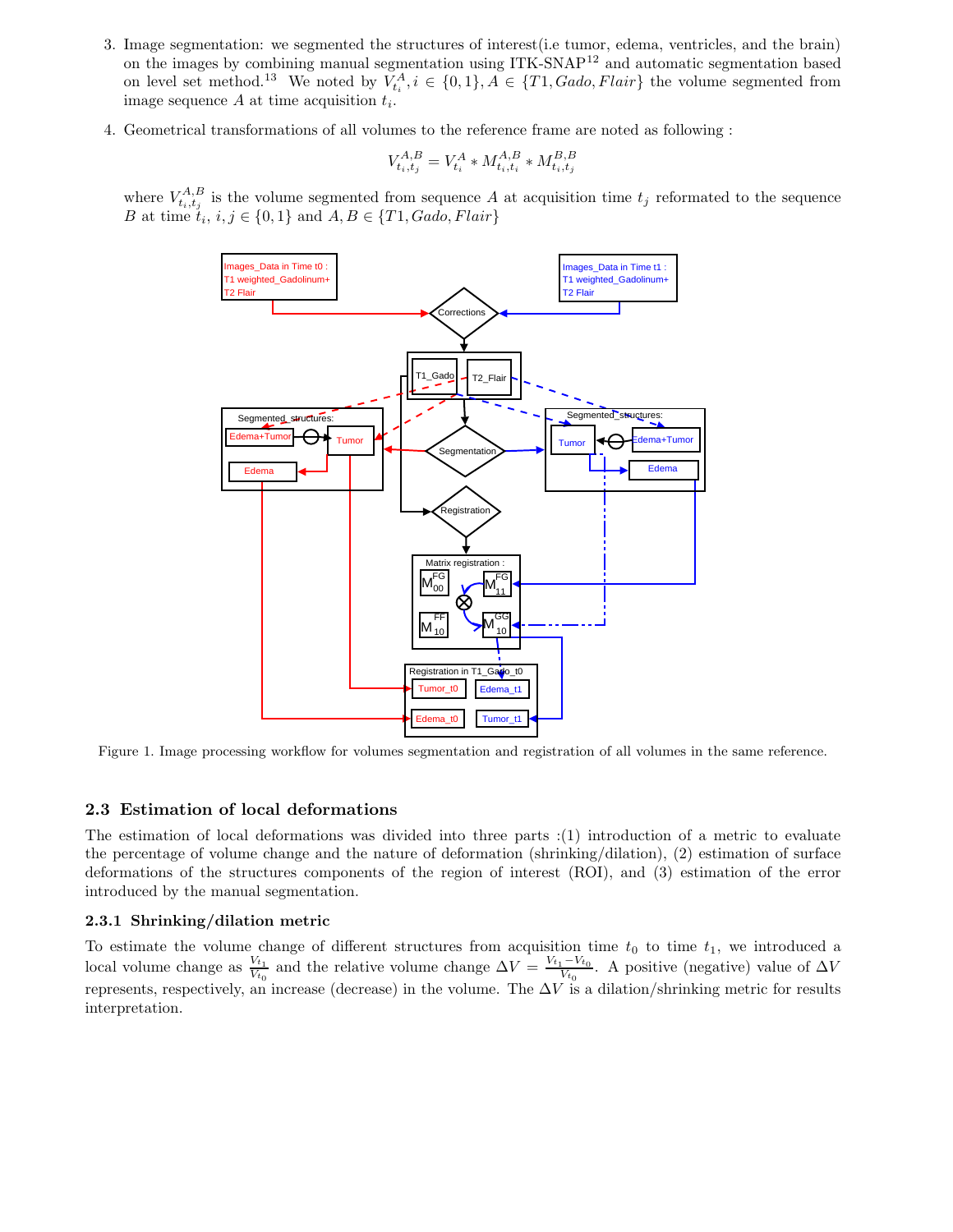3. Image segmentation: we segmented the structures of interest(i.e tumor, edema, ventricles, and the brain) on the images by combining manual segmentation using ITK-SNAP[12] and automatic segmentation based on level set method.[13] We noted by $V_{t_i}^A, i \in \{0,1\}, A \in \{T1, Gado, Flair\}$ the volume segmented from image sequence $A$ at time acquisition $t_i$.

4. Geometrical transformations of all volumes to the reference frame are noted as following :

$$V_{t_i,t_j}^{A,B} = V_{t_i}^A * M_{t_i,t_i}^{A,B} * M_{t_i,t_j}^{B,B}$$

where $V_{t_i,t_j}^{A,B}$ is the volume segmented from sequence $A$ at acquisition time $t_j$ reformated to the sequence $B$ at time $t_i$, $i,j \in \{0,1\}$ and $A, B \in \{T1, Gado, Flair\}$

Figure 1. Image processing workflow for volumes segmentation and registration of all volumes in the same reference.

## 2.3 Estimation of local deformations

The estimation of local deformations was divided into three parts :(1) introduction of a metric to evaluate the percentage of volume change and the nature of deformation (shrinking/dilation), (2) estimation of surface deformations of the structures components of the region of interest (ROI), and (3) estimation of the error introduced by the manual segmentation.

### 2.3.1 Shrinking/dilation metric

To estimate the volume change of different structures from acquisition time $t_0$ to time $t_1$, we introduced a local volume change as $\frac{V_{t_1}}{V_{t_0}}$ and the relative volume change $\Delta V = \frac{V_{t_1} - V_{t_0}}{V_{t_0}}$. A positive (negative) value of $\Delta V$ represents, respectively, an increase (decrease) in the volume. The $\Delta V$ is a dilation/shrinking metric for results interpretation.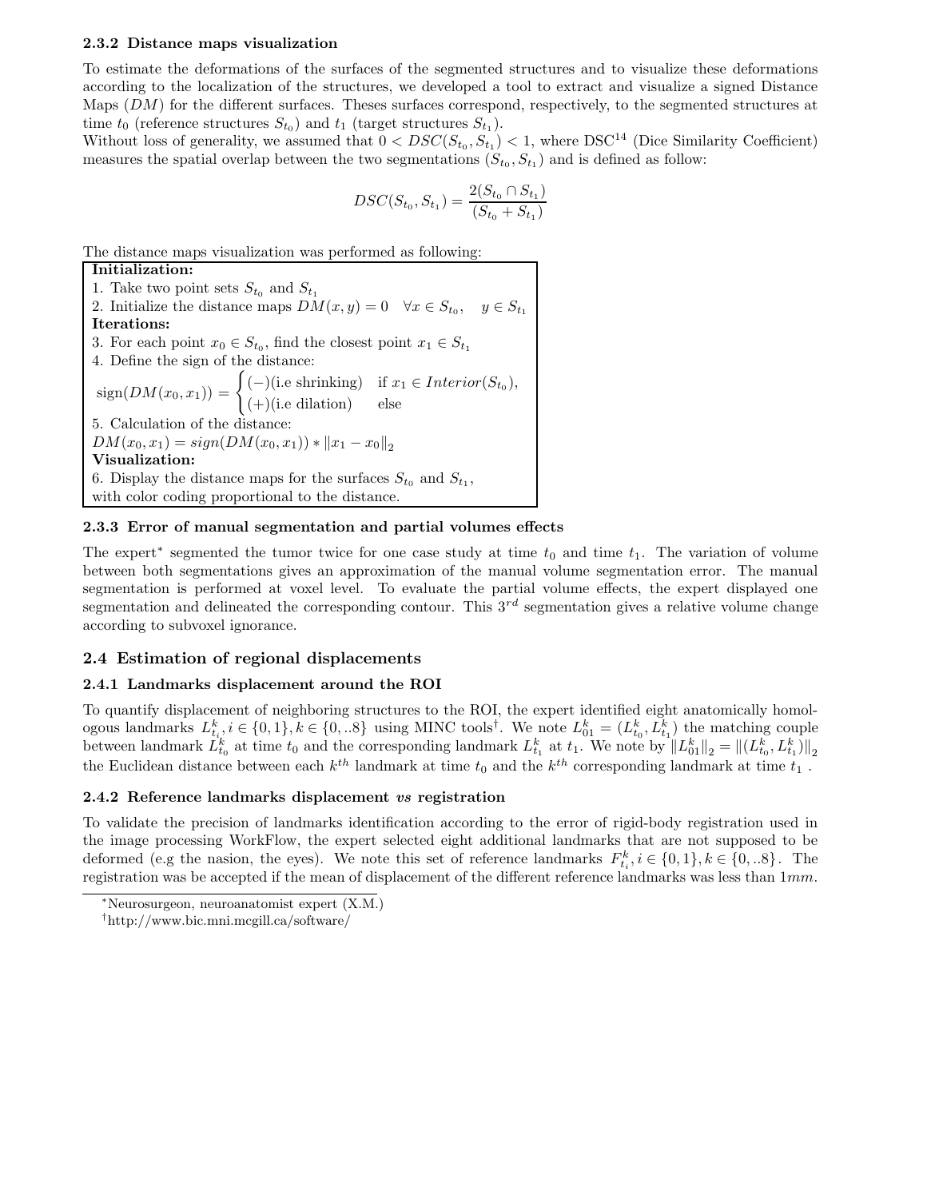### 2.3.2 Distance maps visualization

To estimate the deformations of the surfaces of the segmented structures and to visualize these deformations according to the localization of the structures, we developed a tool to extract and visualize a signed Distance Maps ($DM$) for the different surfaces. Theses surfaces correspond, respectively, to the segmented structures at time $t_0$ (reference structures $S_{t_0}$) and $t_1$ (target structures $S_{t_1}$).
Without loss of generality, we assumed that $0 < DSC(S_{t_0}, S_{t_1}) < 1$, where DSC[14] (Dice Similarity Coefficient) measures the spatial overlap between the two segmentations ($S_{t_0}, S_{t_1}$) and is defined as follow:

$$DSC(S_{t_0}, S_{t_1}) = \frac{2(S_{t_0} \cap S_{t_1})}{(S_{t_0} + S_{t_1})}$$

The distance maps visualization was performed as following:

**Initialization:**
1. Take two point sets $S_{t_0}$ and $S_{t_1}$
2. Initialize the distance maps $DM(x, y) = 0 \quad \forall x \in S_{t_0}, \quad y \in S_{t_1}$

**Iterations:**

3. For each point $x_0 \in S_{t_0}$, find the closest point $x_1 \in S_{t_1}$
4. Define the sign of the distance:
$\text{sign}(DM(x_0, x_1)) = \begin{cases} (-)(\text{i.e shrinking}) & \text{if } x_1 \in Interior(S_{t_0}), \\ (+)(\text{i.e dilation}) & \text{else} \end{cases}$
5. Calculation of the distance:
$DM(x_0, x_1) = sign(DM(x_0, x_1)) * \|x_1 - x_0\|_2$

**Visualization:**

6. Display the distance maps for the surfaces $S_{t_0}$ and $S_{t_1}$, with color coding proportional to the distance.

### 2.3.3 Error of manual segmentation and partial volumes effects

The expert* segmented the tumor twice for one case study at time $t_0$ and time $t_1$. The variation of volume between both segmentations gives an approximation of the manual volume segmentation error. The manual segmentation is performed at voxel level. To evaluate the partial volume effects, the expert displayed one segmentation and delineated the corresponding contour. This $3^{rd}$ segmentation gives a relative volume change according to subvoxel ignorance.

## 2.4 Estimation of regional displacements

### 2.4.1 Landmarks displacement around the ROI

To quantify displacement of neighboring structures to the ROI, the expert identified eight anatomically homologous landmarks $L^k_{t_i}, i \in \{0, 1\}, k \in \{0, ..8\}$ using MINC tools†. We note $L^k_{01} = (L^k_{t_0}, L^k_{t_1})$ the matching couple between landmark $L^k_{t_0}$ at time $t_0$ and the corresponding landmark $L^k_{t_1}$ at $t_1$. We note by $\|L^k_{01}\|_2 = \|(L^k_{t_0}, L^k_{t_1})\|_2$ the Euclidean distance between each $k^{th}$ landmark at time $t_0$ and the $k^{th}$ corresponding landmark at time $t_1$ .

### 2.4.2 Reference landmarks displacement *vs* registration

To validate the precision of landmarks identification according to the error of rigid-body registration used in the image processing WorkFlow, the expert selected eight additional landmarks that are not supposed to be deformed (e.g the nasion, the eyes). We note this set of reference landmarks $F^k_{t_i}, i \in \{0, 1\}, k \in \{0, ..8\}$. The registration was be accepted if the mean of displacement of the different reference landmarks was less than $1mm$.

---

*Neurosurgeon, neuroanatomist expert (X.M.)

†http://www.bic.mni.mcgill.ca/software/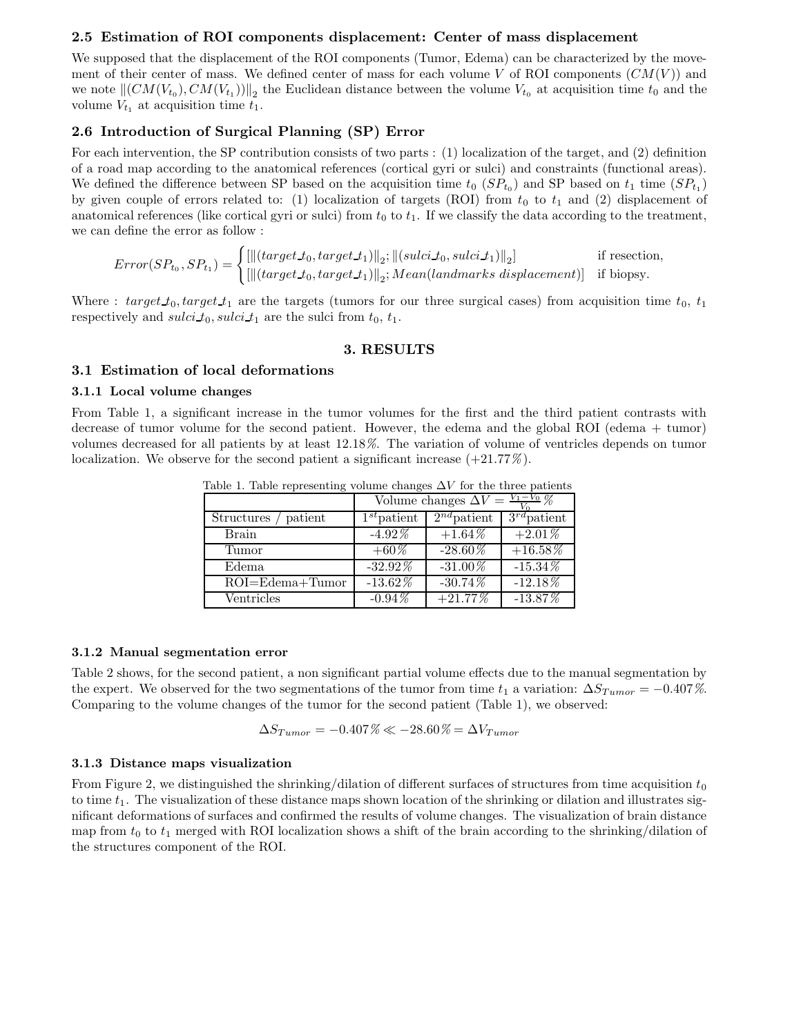### 2.5 Estimation of ROI components displacement: Center of mass displacement

We supposed that the displacement of the ROI components (Tumor, Edema) can be characterized by the movement of their center of mass. We defined center of mass for each volume $V$ of ROI components ($CM(V)$) and we note $\|(CM(V_{t_0}), CM(V_{t_1}))\|_2$ the Euclidean distance between the volume $V_{t_0}$ at acquisition time $t_0$ and the volume $V_{t_1}$ at acquisition time $t_1$.

### 2.6 Introduction of Surgical Planning (SP) Error

For each intervention, the SP contribution consists of two parts : (1) localization of the target, and (2) definition of a road map according to the anatomical references (cortical gyri or sulci) and constraints (functional areas). We defined the difference between SP based on the acquisition time $t_0$ ($SP_{t_0}$) and SP based on $t_1$ time ($SP_{t_1}$) by given couple of errors related to: (1) localization of targets (ROI) from $t_0$ to $t_1$ and (2) displacement of anatomical references (like cortical gyri or sulci) from $t_0$ to $t_1$. If we classify the data according to the treatment, we can define the error as follow :

$$Error(SP_{t_0}, SP_{t_1}) = \begin{cases} [\|(target\_t_0, target\_t_1)\|_2; \|(sulci\_t_0, sulci\_t_1)\|_2] & \text{if resection,} \\ [\|(target\_t_0, target\_t_1)\|_2; Mean(landmarks\ displacement)] & \text{if biopsy.} \end{cases}$$

Where : $target\_t_0, target\_t_1$ are the targets (tumors for our three surgical cases) from acquisition time $t_0$, $t_1$ respectively and $sulci\_t_0, sulci\_t_1$ are the sulci from $t_0$, $t_1$.

## 3. RESULTS

### 3.1 Estimation of local deformations

#### 3.1.1 Local volume changes

From Table 1, a significant increase in the tumor volumes for the first and the third patient contrasts with decrease of tumor volume for the second patient. However, the edema and the global ROI (edema + tumor) volumes decreased for all patients by at least 12.18%. The variation of volume of ventricles depends on tumor localization. We observe for the second patient a significant increase (+21.77%).

Table 1. Table representing volume changes $\Delta V$ for the three patients

| | Volume changes $\Delta V = \frac{V_1 - V_0}{V_0}\%$ | | |
|---|---|---|---|
| Structures / patient | $1^{st}$patient | $2^{nd}$patient | $3^{rd}$patient |
| Brain | -4.92% | +1.64% | +2.01% |
| Tumor | +60% | -28.60% | +16.58% |
| Edema | -32.92% | -31.00% | -15.34% |
| ROI=Edema+Tumor | -13.62% | -30.74% | -12.18% |
| Ventricles | -0.94% | +21.77% | -13.87% |

#### 3.1.2 Manual segmentation error

Table 2 shows, for the second patient, a non significant partial volume effects due to the manual segmentation by the expert. We observed for the two segmentations of the tumor from time $t_1$ a variation: $\Delta S_{Tumor} = -0.407\%$. Comparing to the volume changes of the tumor for the second patient (Table 1), we observed:

$$\Delta S_{Tumor} = -0.407\% \ll -28.60\% = \Delta V_{Tumor}$$

#### 3.1.3 Distance maps visualization

From Figure 2, we distinguished the shrinking/dilation of different surfaces of structures from time acquisition $t_0$ to time $t_1$. The visualization of these distance maps shown location of the shrinking or dilation and illustrates significant deformations of surfaces and confirmed the results of volume changes. The visualization of brain distance map from $t_0$ to $t_1$ merged with ROI localization shows a shift of the brain according to the shrinking/dilation of the structures component of the ROI.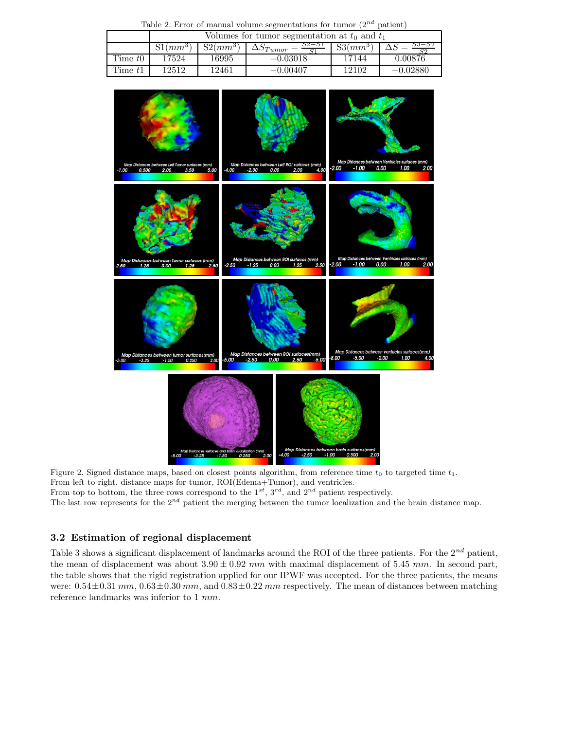Table 2. Error of manual volume segmentations for tumor ($2^{nd}$ patient)

| | Volumes for tumor segmentation at $t_0$ and $t_1$ | | | | |
|---|---|---|---|---|---|
| | S1$(mm^3)$ | S2$(mm^3)$ | $\Delta S_{Tumor} = \frac{S2-S1}{S1}$ | S3$(mm^3)$ | $\Delta S = \frac{S3-S2}{S2}$ |
| Time $t0$ | 17524 | 16995 | $-0.03018$ | 17144 | 0.00876 |
| Time $t1$ | 12512 | 12461 | $-0.00407$ | 12102 | $-0.02880$ |

Figure 2. Signed distance maps, based on closest points algorithm, from reference time $t_0$ to targeted time $t_1$.
From left to right, distance maps for tumor, ROI(Edema+Tumor), and ventricles.
From top to bottom, the three rows correspond to the $1^{st}$, $3^{rd}$, and $2^{nd}$ patient respectively.
The last row represents for the $2^{nd}$ patient the merging between the tumor localization and the brain distance map.

### 3.2 Estimation of regional displacement

Table 3 shows a significant displacement of landmarks around the ROI of the three patients. For the $2^{nd}$ patient, the mean of displacement was about $3.90 \pm 0.92$ $mm$ with maximal displacement of $5.45$ $mm$. In second part, the table shows that the rigid registration applied for our IPWF was accepted. For the three patients, the means were: $0.54 \pm 0.31$ $mm$, $0.63 \pm 0.30$ $mm$, and $0.83 \pm 0.22$ $mm$ respectively. The mean of distances between matching reference landmarks was inferior to 1 $mm$.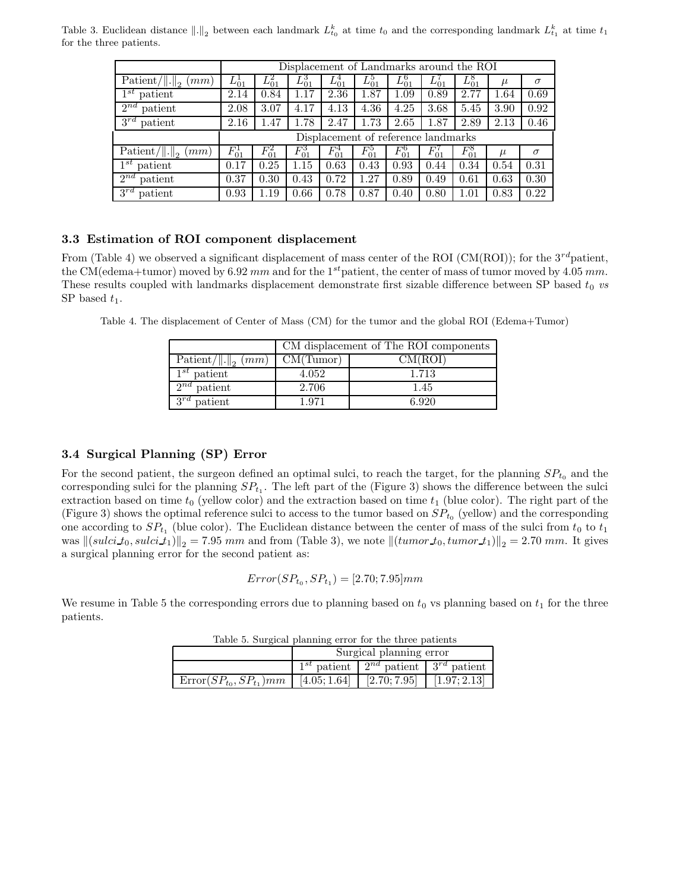Table 3. Euclidean distance $\|.\|_2$ between each landmark $L^k_{t_0}$ at time $t_0$ and the corresponding landmark $L^k_{t_1}$ at time $t_1$ for the three patients.

| | Displacement of Landmarks around the ROI | | | | | | | | | |
|---|---|---|---|---|---|---|---|---|---|---|
| Patient/$\|.\|_2$ $(mm)$ | $L^1_{01}$ | $L^2_{01}$ | $L^3_{01}$ | $L^4_{01}$ | $L^5_{01}$ | $L^6_{01}$ | $L^7_{01}$ | $L^8_{01}$ | $\mu$ | $\sigma$ |
| $1^{st}$ patient | 2.14 | 0.84 | 1.17 | 2.36 | 1.87 | 1.09 | 0.89 | 2.77 | 1.64 | 0.69 |
| $2^{nd}$ patient | 2.08 | 3.07 | 4.17 | 4.13 | 4.36 | 4.25 | 3.68 | 5.45 | 3.90 | 0.92 |
| $3^{rd}$ patient | 2.16 | 1.47 | 1.78 | 2.47 | 1.73 | 2.65 | 1.87 | 2.89 | 2.13 | 0.46 |
| | Displacement of reference landmarks | | | | | | | | | |
| Patient/$\|.\|_2$ $(mm)$ | $F^1_{01}$ | $F^2_{01}$ | $F^3_{01}$ | $F^4_{01}$ | $F^5_{01}$ | $F^6_{01}$ | $F^7_{01}$ | $F^8_{01}$ | $\mu$ | $\sigma$ |
| $1^{st}$ patient | 0.17 | 0.25 | 1.15 | 0.63 | 0.43 | 0.93 | 0.44 | 0.34 | 0.54 | 0.31 |
| $2^{nd}$ patient | 0.37 | 0.30 | 0.43 | 0.72 | 1.27 | 0.89 | 0.49 | 0.61 | 0.63 | 0.30 |
| $3^{rd}$ patient | 0.93 | 1.19 | 0.66 | 0.78 | 0.87 | 0.40 | 0.80 | 1.01 | 0.83 | 0.22 |

### 3.3 Estimation of ROI component displacement

From (Table 4) we observed a significant displacement of mass center of the ROI (CM(ROI)); for the $3^{rd}$patient, the CM(edema+tumor) moved by 6.92 $mm$ and for the $1^{st}$patient, the center of mass of tumor moved by 4.05 $mm$. These results coupled with landmarks displacement demonstrate first sizable difference between SP based $t_0$ *vs* SP based $t_1$.

Table 4. The displacement of Center of Mass (CM) for the tumor and the global ROI (Edema+Tumor)

| | CM displacement of The ROI components | |
|---|---|---|
| Patient/$\|.\|_2$ $(mm)$ | CM(Tumor) | CM(ROI) |
| $1^{st}$ patient | 4.052 | 1.713 |
| $2^{nd}$ patient | 2.706 | 1.45 |
| $3^{rd}$ patient | 1.971 | 6.920 |

### 3.4 Surgical Planning (SP) Error

For the second patient, the surgeon defined an optimal sulci, to reach the target, for the planning $SP_{t_0}$ and the corresponding sulci for the planning $SP_{t_1}$. The left part of the (Figure 3) shows the difference between the sulci extraction based on time $t_0$ (yellow color) and the extraction based on time $t_1$ (blue color). The right part of the (Figure 3) shows the optimal reference sulci to access to the tumor based on $SP_{t_0}$ (yellow) and the corresponding one according to $SP_{t_1}$ (blue color). The Euclidean distance between the center of mass of the sulci from $t_0$ to $t_1$ was $\|(sulci\_t_0, sulci\_t_1)\|_2 = 7.95$ $mm$ and from (Table 3), we note $\|(tumor\_t_0, tumor\_t_1)\|_2 = 2.70$ $mm$. It gives a surgical planning error for the second patient as:

$$Error(SP_{t_0}, SP_{t_1}) = [2.70; 7.95]mm$$

We resume in Table 5 the corresponding errors due to planning based on $t_0$ vs planning based on $t_1$ for the three patients.

Table 5. Surgical planning error for the three patients

| | Surgical planning error | | |
|---|---|---|---|
| | $1^{st}$ patient | $2^{nd}$ patient | $3^{rd}$ patient |
| Error$(SP_{t_0}, SP_{t_1})mm$ | [4.05; 1.64] | [2.70; 7.95] | [1.97; 2.13] |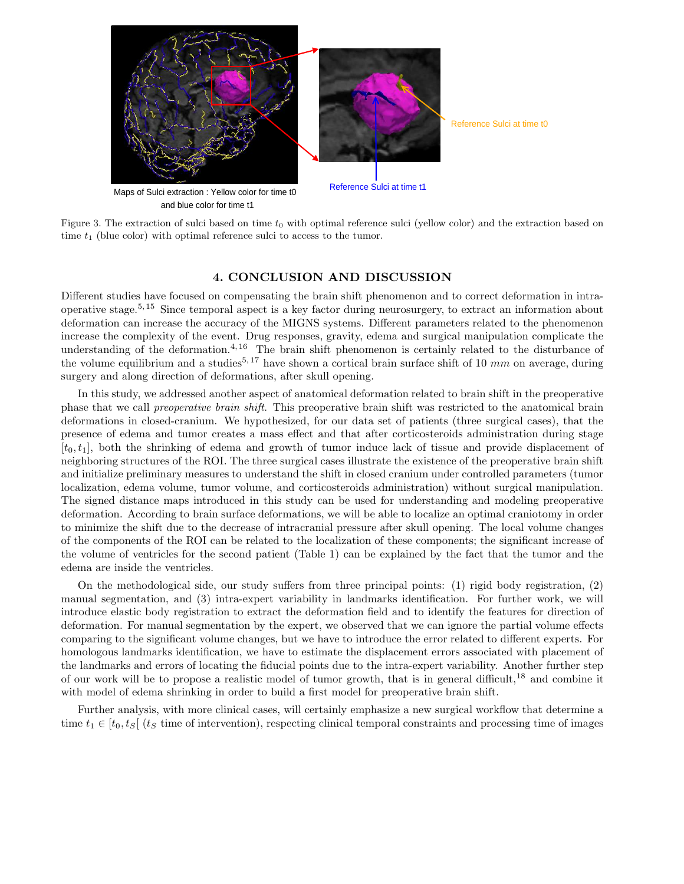Maps of Sulci extraction : Yellow color for time t0 and blue color for time t1

Reference Sulci at time t0

Reference Sulci at time t1

Figure 3. The extraction of sulci based on time $t_0$ with optimal reference sulci (yellow color) and the extraction based on time $t_1$ (blue color) with optimal reference sulci to access to the tumor.

## 4. CONCLUSION AND DISCUSSION

Different studies have focused on compensating the brain shift phenomenon and to correct deformation in intra-operative stage.[5,15] Since temporal aspect is a key factor during neurosurgery, to extract an information about deformation can increase the accuracy of the MIGNS systems. Different parameters related to the phenomenon increase the complexity of the event. Drug responses, gravity, edema and surgical manipulation complicate the understanding of the deformation.[4,16] The brain shift phenomenon is certainly related to the disturbance of the volume equilibrium and a studies[5,17] have shown a cortical brain surface shift of 10 $mm$ on average, during surgery and along direction of deformations, after skull opening.

In this study, we addressed another aspect of anatomical deformation related to brain shift in the preoperative phase that we call *preoperative brain shift*. This preoperative brain shift was restricted to the anatomical brain deformations in closed-cranium. We hypothesized, for our data set of patients (three surgical cases), that the presence of edema and tumor creates a mass effect and that after corticosteroids administration during stage $[t_0, t_1]$, both the shrinking of edema and growth of tumor induce lack of tissue and provide displacement of neighboring structures of the ROI. The three surgical cases illustrate the existence of the preoperative brain shift and initialize preliminary measures to understand the shift in closed cranium under controlled parameters (tumor localization, edema volume, tumor volume, and corticosteroids administration) without surgical manipulation. The signed distance maps introduced in this study can be used for understanding and modeling preoperative deformation. According to brain surface deformations, we will be able to localize an optimal craniotomy in order to minimize the shift due to the decrease of intracranial pressure after skull opening. The local volume changes of the components of the ROI can be related to the localization of these components; the significant increase of the volume of ventricles for the second patient (Table 1) can be explained by the fact that the tumor and the edema are inside the ventricles.

On the methodological side, our study suffers from three principal points: (1) rigid body registration, (2) manual segmentation, and (3) intra-expert variability in landmarks identification. For further work, we will introduce elastic body registration to extract the deformation field and to identify the features for direction of deformation. For manual segmentation by the expert, we observed that we can ignore the partial volume effects comparing to the significant volume changes, but we have to introduce the error related to different experts. For homologous landmarks identification, we have to estimate the displacement errors associated with placement of the landmarks and errors of locating the fiducial points due to the intra-expert variability. Another further step of our work will be to propose a realistic model of tumor growth, that is in general difficult,[18] and combine it with model of edema shrinking in order to build a first model for preoperative brain shift.

Further analysis, with more clinical cases, will certainly emphasize a new surgical workflow that determine a time $t_1 \in [t_0, t_S[$ ($t_S$ time of intervention), respecting clinical temporal constraints and processing time of images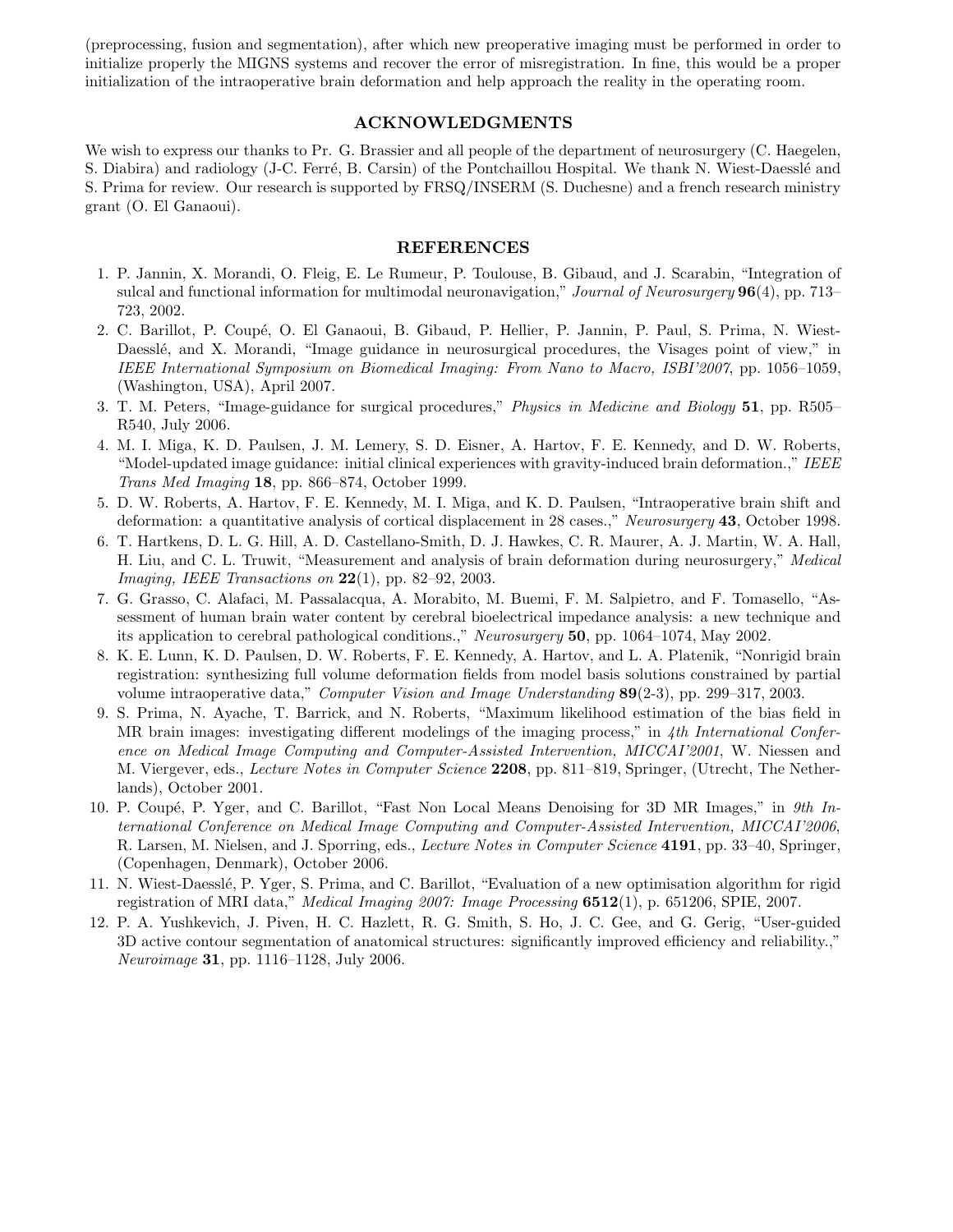(preprocessing, fusion and segmentation), after which new preoperative imaging must be performed in order to initialize properly the MIGNS systems and recover the error of misregistration. In fine, this would be a proper initialization of the intraoperative brain deformation and help approach the reality in the operating room.

## ACKNOWLEDGMENTS

We wish to express our thanks to Pr. G. Brassier and all people of the department of neurosurgery (C. Haegelen, S. Diabira) and radiology (J-C. Ferré, B. Carsin) of the Pontchaillou Hospital. We thank N. Wiest-Daesslé and S. Prima for review. Our research is supported by FRSQ/INSERM (S. Duchesne) and a french research ministry grant (O. El Ganaoui).

## REFERENCES

1. P. Jannin, X. Morandi, O. Fleig, E. Le Rumeur, P. Toulouse, B. Gibaud, and J. Scarabin, "Integration of sulcal and functional information for multimodal neuronavigation," *Journal of Neurosurgery* **96**(4), pp. 713–723, 2002.
2. C. Barillot, P. Coupé, O. El Ganaoui, B. Gibaud, P. Hellier, P. Jannin, P. Paul, S. Prima, N. Wiest-Daesslé, and X. Morandi, "Image guidance in neurosurgical procedures, the Visages point of view," in *IEEE International Symposium on Biomedical Imaging: From Nano to Macro, ISBI'2007*, pp. 1056–1059, (Washington, USA), April 2007.
3. T. M. Peters, "Image-guidance for surgical procedures," *Physics in Medicine and Biology* **51**, pp. R505–R540, July 2006.
4. M. I. Miga, K. D. Paulsen, J. M. Lemery, S. D. Eisner, A. Hartov, F. E. Kennedy, and D. W. Roberts, "Model-updated image guidance: initial clinical experiences with gravity-induced brain deformation.," *IEEE Trans Med Imaging* **18**, pp. 866–874, October 1999.
5. D. W. Roberts, A. Hartov, F. E. Kennedy, M. I. Miga, and K. D. Paulsen, "Intraoperative brain shift and deformation: a quantitative analysis of cortical displacement in 28 cases.," *Neurosurgery* **43**, October 1998.
6. T. Hartkens, D. L. G. Hill, A. D. Castellano-Smith, D. J. Hawkes, C. R. Maurer, A. J. Martin, W. A. Hall, H. Liu, and C. L. Truwit, "Measurement and analysis of brain deformation during neurosurgery," *Medical Imaging, IEEE Transactions on* **22**(1), pp. 82–92, 2003.
7. G. Grasso, C. Alafaci, M. Passalacqua, A. Morabito, M. Buemi, F. M. Salpietro, and F. Tomasello, "Assessment of human brain water content by cerebral bioelectrical impedance analysis: a new technique and its application to cerebral pathological conditions.," *Neurosurgery* **50**, pp. 1064–1074, May 2002.
8. K. E. Lunn, K. D. Paulsen, D. W. Roberts, F. E. Kennedy, A. Hartov, and L. A. Platenik, "Nonrigid brain registration: synthesizing full volume deformation fields from model basis solutions constrained by partial volume intraoperative data," *Computer Vision and Image Understanding* **89**(2-3), pp. 299–317, 2003.
9. S. Prima, N. Ayache, T. Barrick, and N. Roberts, "Maximum likelihood estimation of the bias field in MR brain images: investigating different modelings of the imaging process," in *4th International Conference on Medical Image Computing and Computer-Assisted Intervention, MICCAI'2001*, W. Niessen and M. Viergever, eds., *Lecture Notes in Computer Science* **2208**, pp. 811–819, Springer, (Utrecht, The Netherlands), October 2001.
10. P. Coupé, P. Yger, and C. Barillot, "Fast Non Local Means Denoising for 3D MR Images," in *9th International Conference on Medical Image Computing and Computer-Assisted Intervention, MICCAI'2006*, R. Larsen, M. Nielsen, and J. Sporring, eds., *Lecture Notes in Computer Science* **4191**, pp. 33–40, Springer, (Copenhagen, Denmark), October 2006.
11. N. Wiest-Daesslé, P. Yger, S. Prima, and C. Barillot, "Evaluation of a new optimisation algorithm for rigid registration of MRI data," *Medical Imaging 2007: Image Processing* **6512**(1), p. 651206, SPIE, 2007.
12. P. A. Yushkevich, J. Piven, H. C. Hazlett, R. G. Smith, S. Ho, J. C. Gee, and G. Gerig, "User-guided 3D active contour segmentation of anatomical structures: significantly improved efficiency and reliability.," *Neuroimage* **31**, pp. 1116–1128, July 2006.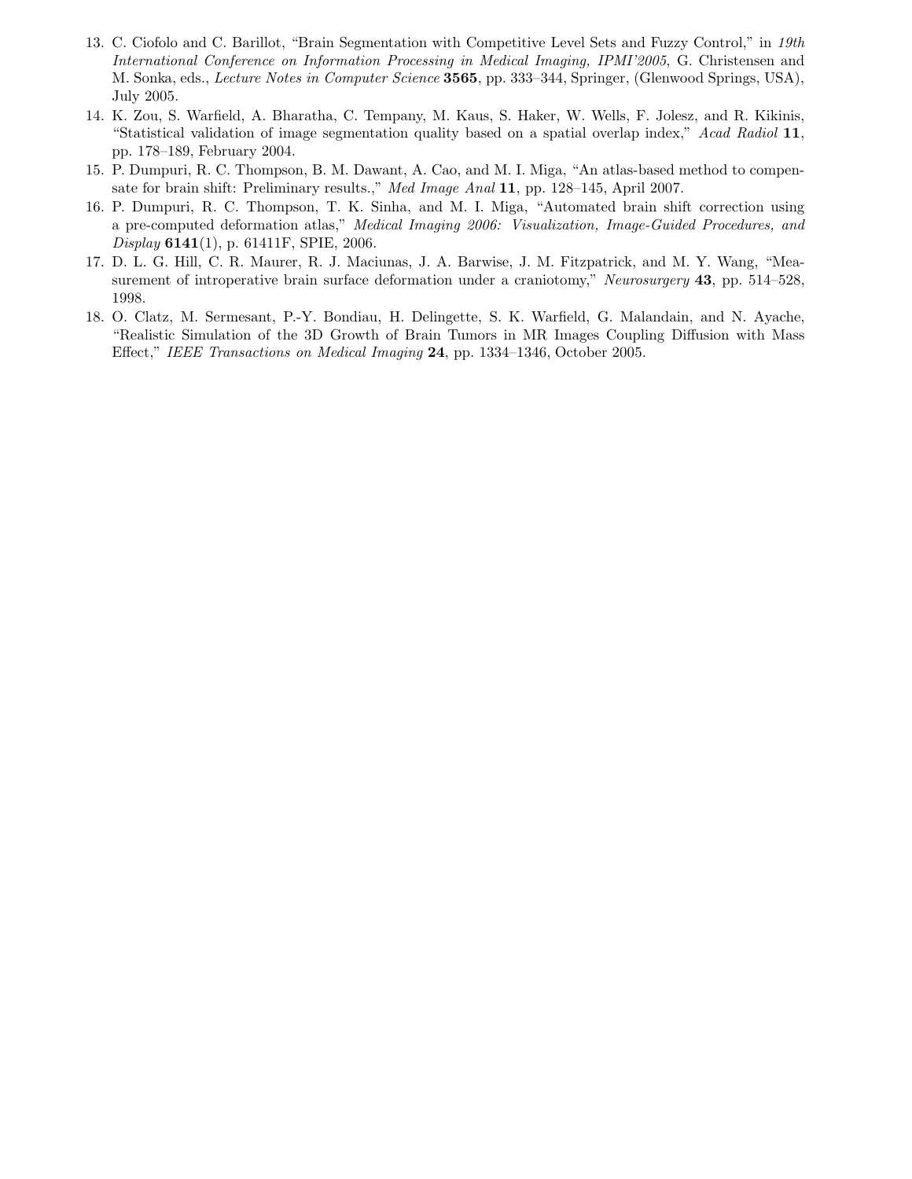13. C. Ciofolo and C. Barillot, "Brain Segmentation with Competitive Level Sets and Fuzzy Control," in *19th International Conference on Information Processing in Medical Imaging, IPMI'2005*, G. Christensen and M. Sonka, eds., *Lecture Notes in Computer Science* **3565**, pp. 333–344, Springer, (Glenwood Springs, USA), July 2005.
14. K. Zou, S. Warfield, A. Bharatha, C. Tempany, M. Kaus, S. Haker, W. Wells, F. Jolesz, and R. Kikinis, "Statistical validation of image segmentation quality based on a spatial overlap index," *Acad Radiol* **11**, pp. 178–189, February 2004.
15. P. Dumpuri, R. C. Thompson, B. M. Dawant, A. Cao, and M. I. Miga, "An atlas-based method to compensate for brain shift: Preliminary results.," *Med Image Anal* **11**, pp. 128–145, April 2007.
16. P. Dumpuri, R. C. Thompson, T. K. Sinha, and M. I. Miga, "Automated brain shift correction using a pre-computed deformation atlas," *Medical Imaging 2006: Visualization, Image-Guided Procedures, and Display* **6141**(1), p. 61411F, SPIE, 2006.
17. D. L. G. Hill, C. R. Maurer, R. J. Maciunas, J. A. Barwise, J. M. Fitzpatrick, and M. Y. Wang, "Measurement of intraoperative brain surface deformation under a craniotomy," *Neurosurgery* **43**, pp. 514–528, 1998.
18. O. Clatz, M. Sermesant, P.-Y. Bondiau, H. Delingette, S. K. Warfield, G. Malandain, and N. Ayache, "Realistic Simulation of the 3D Growth of Brain Tumors in MR Images Coupling Diffusion with Mass Effect," *IEEE Transactions on Medical Imaging* **24**, pp. 1334–1346, October 2005.